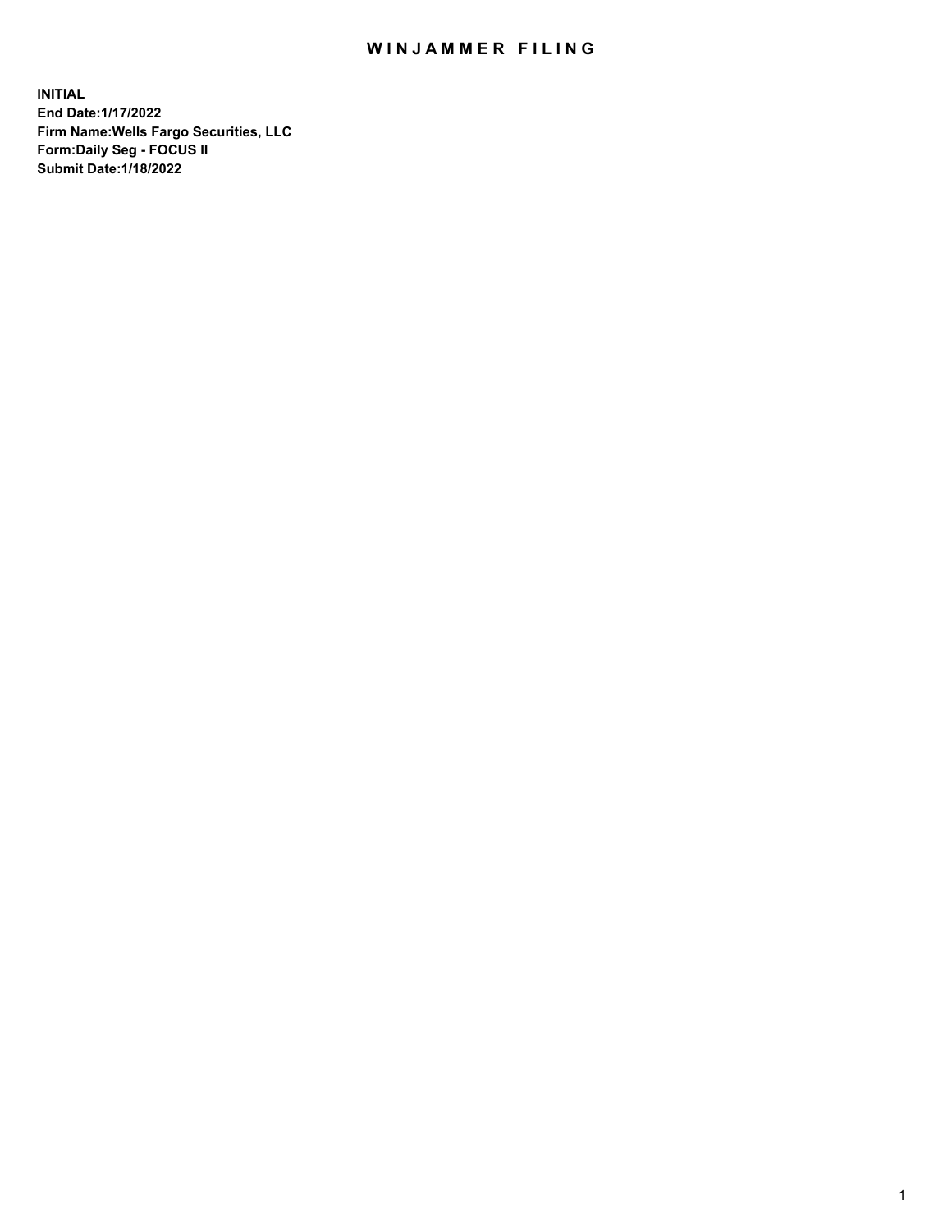# WINJAMMER FILING

**INITIAL**
**End Date:1/17/2022**
**Firm Name:Wells Fargo Securities, LLC**
**Form:Daily Seg - FOCUS II**
**Submit Date:1/18/2022**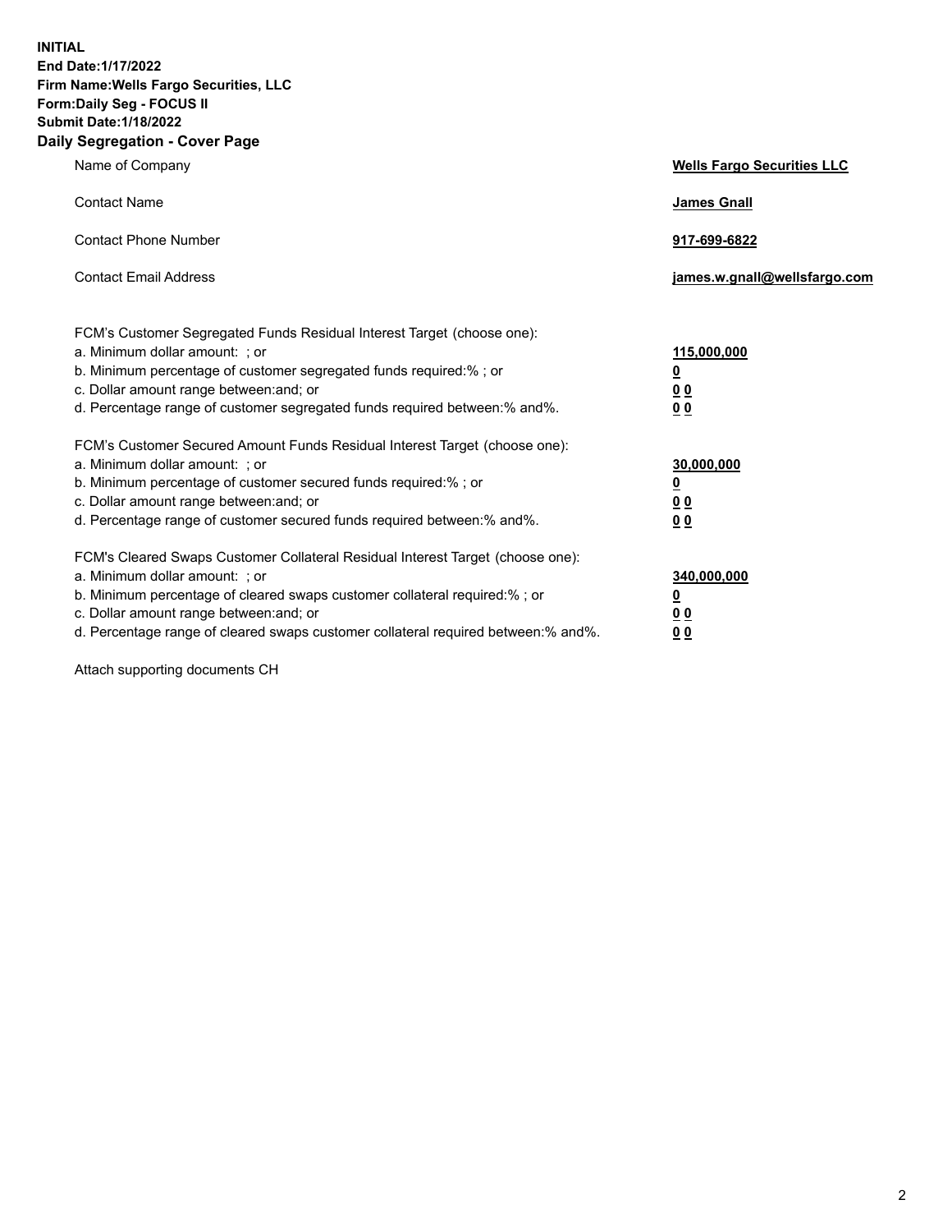**INITIAL**
**End Date:1/17/2022**
**Firm Name:Wells Fargo Securities, LLC**
**Form:Daily Seg - FOCUS II**
**Submit Date:1/18/2022**

## Daily Segregation - Cover Page

| | |
|---|---|
| Name of Company | **Wells Fargo Securities LLC** |
| Contact Name | **James Gnall** |
| Contact Phone Number | **917-699-6822** |
| Contact Email Address | **james.w.gnall@wellsfargo.com** |

| | |
|---|---|
| FCM's Customer Segregated Funds Residual Interest Target (choose one): | |
| a. Minimum dollar amount: ; or | **115,000,000** |
| b. Minimum percentage of customer segregated funds required:% ; or | **0** |
| c. Dollar amount range between:and; or | **0 0** |
| d. Percentage range of customer segregated funds required between:% and%. | **0 0** |
| FCM's Customer Secured Amount Funds Residual Interest Target (choose one): | |
| a. Minimum dollar amount: ; or | **30,000,000** |
| b. Minimum percentage of customer secured funds required:% ; or | **0** |
| c. Dollar amount range between:and; or | **0 0** |
| d. Percentage range of customer secured funds required between:% and%. | **0 0** |
| FCM's Cleared Swaps Customer Collateral Residual Interest Target (choose one): | |
| a. Minimum dollar amount: ; or | **340,000,000** |
| b. Minimum percentage of cleared swaps customer collateral required:% ; or | **0** |
| c. Dollar amount range between:and; or | **0 0** |
| d. Percentage range of cleared swaps customer collateral required between:% and%. | **0 0** |

Attach supporting documents CH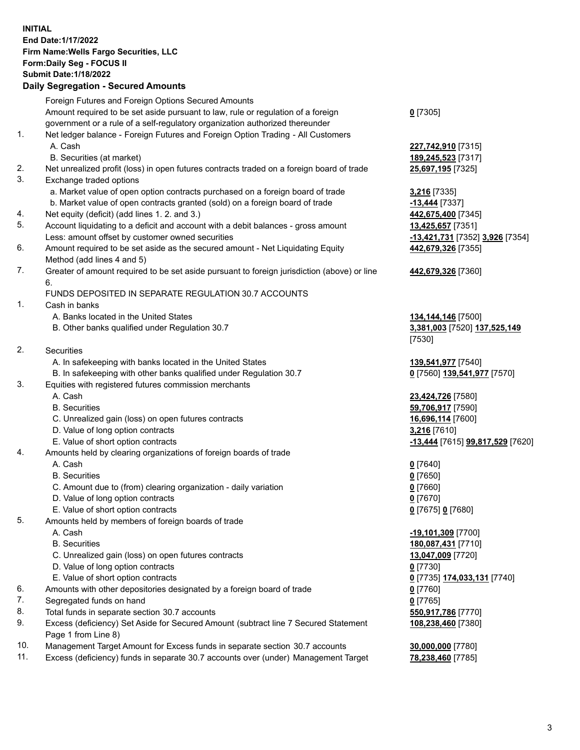**INITIAL**
**End Date:1/17/2022**
**Firm Name:Wells Fargo Securities, LLC**
**Form:Daily Seg - FOCUS II**
**Submit Date:1/18/2022**

### Daily Segregation - Secured Amounts

| | | |
|---|---|---|
| | Foreign Futures and Foreign Options Secured Amounts | |
| | Amount required to be set aside pursuant to law, rule or regulation of a foreign government or a rule of a self-regulatory organization authorized thereunder | **0** [7305] |
| 1. | Net ledger balance - Foreign Futures and Foreign Option Trading - All Customers | |
| | A. Cash | **227,742,910** [7315] |
| | B. Securities (at market) | **189,245,523** [7317] |
| 2. | Net unrealized profit (loss) in open futures contracts traded on a foreign board of trade | **25,697,195** [7325] |
| 3. | Exchange traded options | |
| | a. Market value of open option contracts purchased on a foreign board of trade | **3,216** [7335] |
| | b. Market value of open contracts granted (sold) on a foreign board of trade | **-13,444** [7337] |
| 4. | Net equity (deficit) (add lines 1. 2. and 3.) | **442,675,400** [7345] |
| 5. | Account liquidating to a deficit and account with a debit balances - gross amount | **13,425,657** [7351] |
| | Less: amount offset by customer owned securities | **-13,421,731** [7352] **3,926** [7354] |
| 6. | Amount required to be set aside as the secured amount - Net Liquidating Equity Method (add lines 4 and 5) | **442,679,326** [7355] |
| 7. | Greater of amount required to be set aside pursuant to foreign jurisdiction (above) or line 6. | **442,679,326** [7360] |
| | FUNDS DEPOSITED IN SEPARATE REGULATION 30.7 ACCOUNTS | |
| 1. | Cash in banks | |
| | A. Banks located in the United States | **134,144,146** [7500] |
| | B. Other banks qualified under Regulation 30.7 | **3,381,003** [7520] **137,525,149** [7530] |
| 2. | Securities | |
| | A. In safekeeping with banks located in the United States | **139,541,977** [7540] |
| | B. In safekeeping with other banks qualified under Regulation 30.7 | **0** [7560] **139,541,977** [7570] |
| 3. | Equities with registered futures commission merchants | |
| | A. Cash | **23,424,726** [7580] |
| | B. Securities | **59,706,917** [7590] |
| | C. Unrealized gain (loss) on open futures contracts | **16,696,114** [7600] |
| | D. Value of long option contracts | **3,216** [7610] |
| | E. Value of short option contracts | **-13,444** [7615] **99,817,529** [7620] |
| 4. | Amounts held by clearing organizations of foreign boards of trade | |
| | A. Cash | **0** [7640] |
| | B. Securities | **0** [7650] |
| | C. Amount due to (from) clearing organization - daily variation | **0** [7660] |
| | D. Value of long option contracts | **0** [7670] |
| | E. Value of short option contracts | **0** [7675] **0** [7680] |
| 5. | Amounts held by members of foreign boards of trade | |
| | A. Cash | **-19,101,309** [7700] |
| | B. Securities | **180,087,431** [7710] |
| | C. Unrealized gain (loss) on open futures contracts | **13,047,009** [7720] |
| | D. Value of long option contracts | **0** [7730] |
| | E. Value of short option contracts | **0** [7735] **174,033,131** [7740] |
| 6. | Amounts with other depositories designated by a foreign board of trade | **0** [7760] |
| 7. | Segregated funds on hand | **0** [7765] |
| 8. | Total funds in separate section 30.7 accounts | **550,917,786** [7770] |
| 9. | Excess (deficiency) Set Aside for Secured Amount (subtract line 7 Secured Statement Page 1 from Line 8) | **108,238,460** [7380] |
| 10. | Management Target Amount for Excess funds in separate section 30.7 accounts | **30,000,000** [7780] |
| 11. | Excess (deficiency) funds in separate 30.7 accounts over (under) Management Target | **78,238,460** [7785] |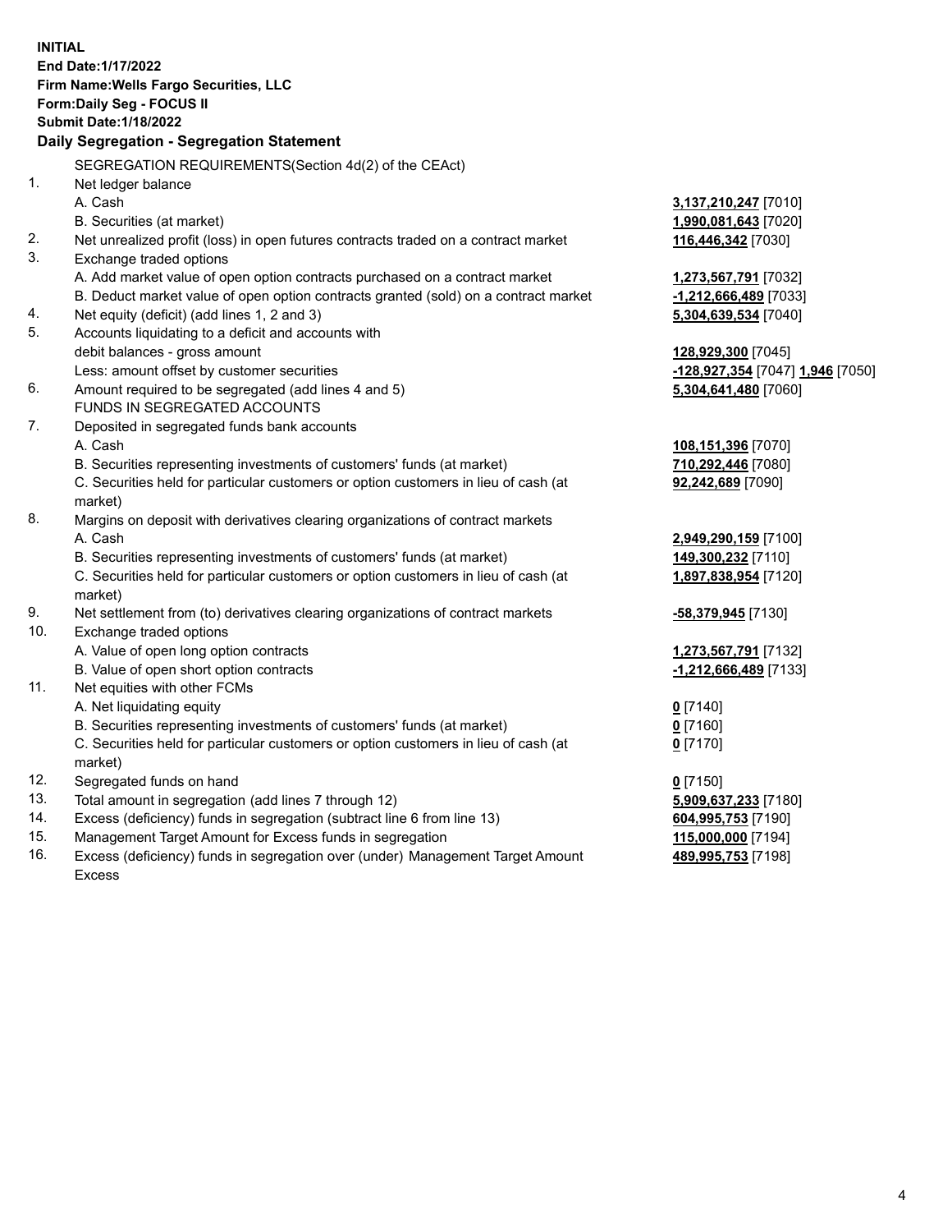**INITIAL**
**End Date:1/17/2022**
**Firm Name:Wells Fargo Securities, LLC**
**Form:Daily Seg - FOCUS II**
**Submit Date:1/18/2022**

## Daily Segregation - Segregation Statement

SEGREGATION REQUIREMENTS(Section 4d(2) of the CEAct)

| | | |
|---|---|---|
| 1. | Net ledger balance | |
| | A. Cash | **3,137,210,247** [7010] |
| | B. Securities (at market) | **1,990,081,643** [7020] |
| 2. | Net unrealized profit (loss) in open futures contracts traded on a contract market | **116,446,342** [7030] |
| 3. | Exchange traded options | |
| | A. Add market value of open option contracts purchased on a contract market | **1,273,567,791** [7032] |
| | B. Deduct market value of open option contracts granted (sold) on a contract market | **-1,212,666,489** [7033] |
| 4. | Net equity (deficit) (add lines 1, 2 and 3) | **5,304,639,534** [7040] |
| 5. | Accounts liquidating to a deficit and accounts with debit balances - gross amount | **128,929,300** [7045] |
| | Less: amount offset by customer securities | **-128,927,354** [7047] **1,946** [7050] |
| 6. | Amount required to be segregated (add lines 4 and 5) | **5,304,641,480** [7060] |
| | FUNDS IN SEGREGATED ACCOUNTS | |
| 7. | Deposited in segregated funds bank accounts | |
| | A. Cash | **108,151,396** [7070] |
| | B. Securities representing investments of customers' funds (at market) | **710,292,446** [7080] |
| | C. Securities held for particular customers or option customers in lieu of cash (at market) | **92,242,689** [7090] |
| 8. | Margins on deposit with derivatives clearing organizations of contract markets | |
| | A. Cash | **2,949,290,159** [7100] |
| | B. Securities representing investments of customers' funds (at market) | **149,300,232** [7110] |
| | C. Securities held for particular customers or option customers in lieu of cash (at market) | **1,897,838,954** [7120] |
| 9. | Net settlement from (to) derivatives clearing organizations of contract markets | **-58,379,945** [7130] |
| 10. | Exchange traded options | |
| | A. Value of open long option contracts | **1,273,567,791** [7132] |
| | B. Value of open short option contracts | **-1,212,666,489** [7133] |
| 11. | Net equities with other FCMs | |
| | A. Net liquidating equity | **0** [7140] |
| | B. Securities representing investments of customers' funds (at market) | **0** [7160] |
| | C. Securities held for particular customers or option customers in lieu of cash (at market) | **0** [7170] |
| 12. | Segregated funds on hand | **0** [7150] |
| 13. | Total amount in segregation (add lines 7 through 12) | **5,909,637,233** [7180] |
| 14. | Excess (deficiency) funds in segregation (subtract line 6 from line 13) | **604,995,753** [7190] |
| 15. | Management Target Amount for Excess funds in segregation | **115,000,000** [7194] |
| 16. | Excess (deficiency) funds in segregation over (under) Management Target Amount Excess | **489,995,753** [7198] |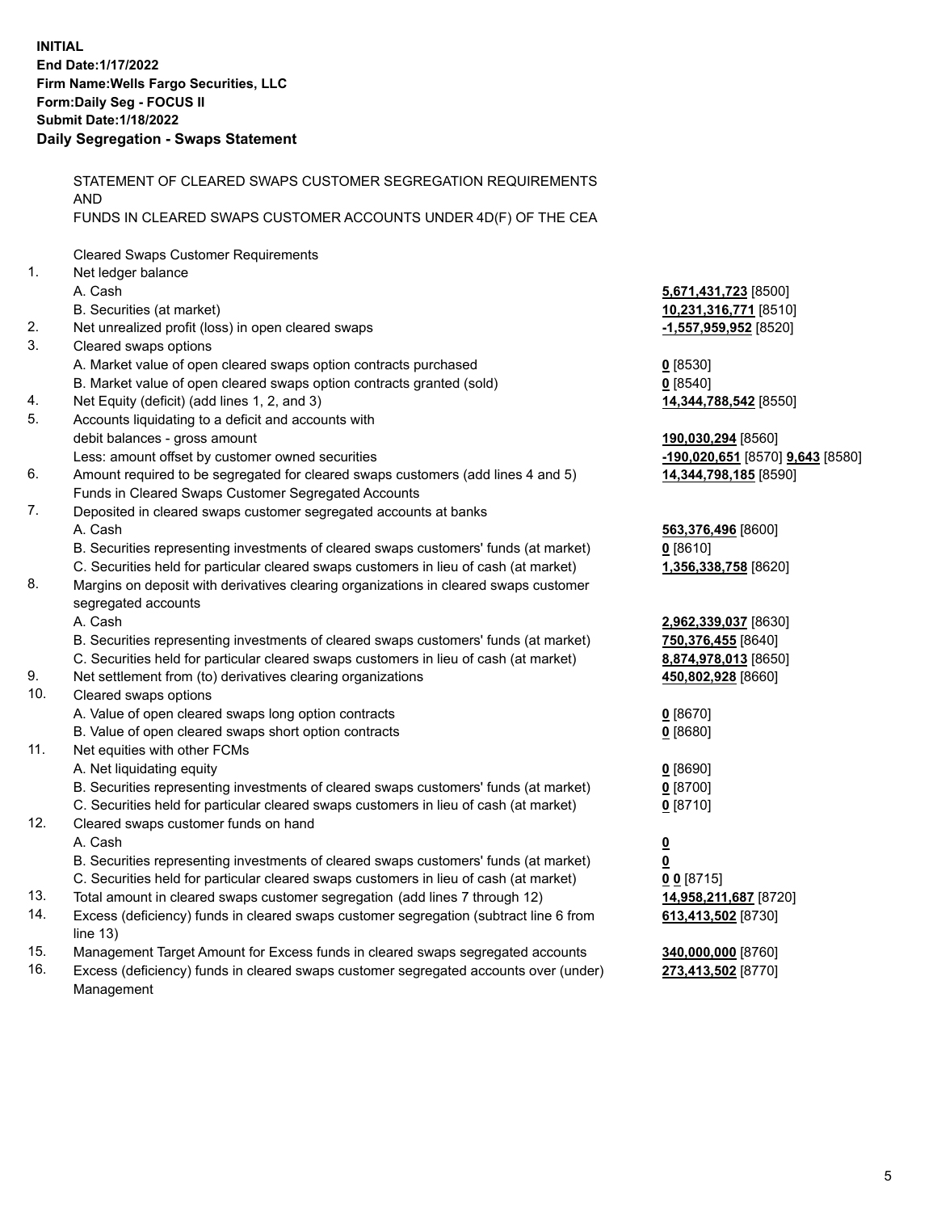**INITIAL**
**End Date:1/17/2022**
**Firm Name:Wells Fargo Securities, LLC**
**Form:Daily Seg - FOCUS II**
**Submit Date:1/18/2022**
**Daily Segregation - Swaps Statement**

STATEMENT OF CLEARED SWAPS CUSTOMER SEGREGATION REQUIREMENTS AND FUNDS IN CLEARED SWAPS CUSTOMER ACCOUNTS UNDER 4D(F) OF THE CEA

| | | |
|---|---|---|
| | Cleared Swaps Customer Requirements | |
| 1. | Net ledger balance | |
| | A. Cash | **5,671,431,723** [8500] |
| | B. Securities (at market) | **10,231,316,771** [8510] |
| 2. | Net unrealized profit (loss) in open cleared swaps | **-1,557,959,952** [8520] |
| 3. | Cleared swaps options | |
| | A. Market value of open cleared swaps option contracts purchased | **0** [8530] |
| | B. Market value of open cleared swaps option contracts granted (sold) | **0** [8540] |
| 4. | Net Equity (deficit) (add lines 1, 2, and 3) | **14,344,788,542** [8550] |
| 5. | Accounts liquidating to a deficit and accounts with debit balances - gross amount | **190,030,294** [8560] |
| | Less: amount offset by customer owned securities | **-190,020,651** [8570] **9,643** [8580] |
| 6. | Amount required to be segregated for cleared swaps customers (add lines 4 and 5) | **14,344,798,185** [8590] |
| | Funds in Cleared Swaps Customer Segregated Accounts | |
| 7. | Deposited in cleared swaps customer segregated accounts at banks | |
| | A. Cash | **563,376,496** [8600] |
| | B. Securities representing investments of cleared swaps customers' funds (at market) | **0** [8610] |
| | C. Securities held for particular cleared swaps customers in lieu of cash (at market) | **1,356,338,758** [8620] |
| 8. | Margins on deposit with derivatives clearing organizations in cleared swaps customer segregated accounts | |
| | A. Cash | **2,962,339,037** [8630] |
| | B. Securities representing investments of cleared swaps customers' funds (at market) | **750,376,455** [8640] |
| | C. Securities held for particular cleared swaps customers in lieu of cash (at market) | **8,874,978,013** [8650] |
| 9. | Net settlement from (to) derivatives clearing organizations | **450,802,928** [8660] |
| 10. | Cleared swaps options | |
| | A. Value of open cleared swaps long option contracts | **0** [8670] |
| | B. Value of open cleared swaps short option contracts | **0** [8680] |
| 11. | Net equities with other FCMs | |
| | A. Net liquidating equity | **0** [8690] |
| | B. Securities representing investments of cleared swaps customers' funds (at market) | **0** [8700] |
| | C. Securities held for particular cleared swaps customers in lieu of cash (at market) | **0** [8710] |
| 12. | Cleared swaps customer funds on hand | |
| | A. Cash | **0** |
| | B. Securities representing investments of cleared swaps customers' funds (at market) | **0** |
| | C. Securities held for particular cleared swaps customers in lieu of cash (at market) | **0** **0** [8715] |
| 13. | Total amount in cleared swaps customer segregation (add lines 7 through 12) | **14,958,211,687** [8720] |
| 14. | Excess (deficiency) funds in cleared swaps customer segregation (subtract line 6 from line 13) | **613,413,502** [8730] |
| 15. | Management Target Amount for Excess funds in cleared swaps segregated accounts | **340,000,000** [8760] |
| 16. | Excess (deficiency) funds in cleared swaps customer segregated accounts over (under) Management | **273,413,502** [8770] |